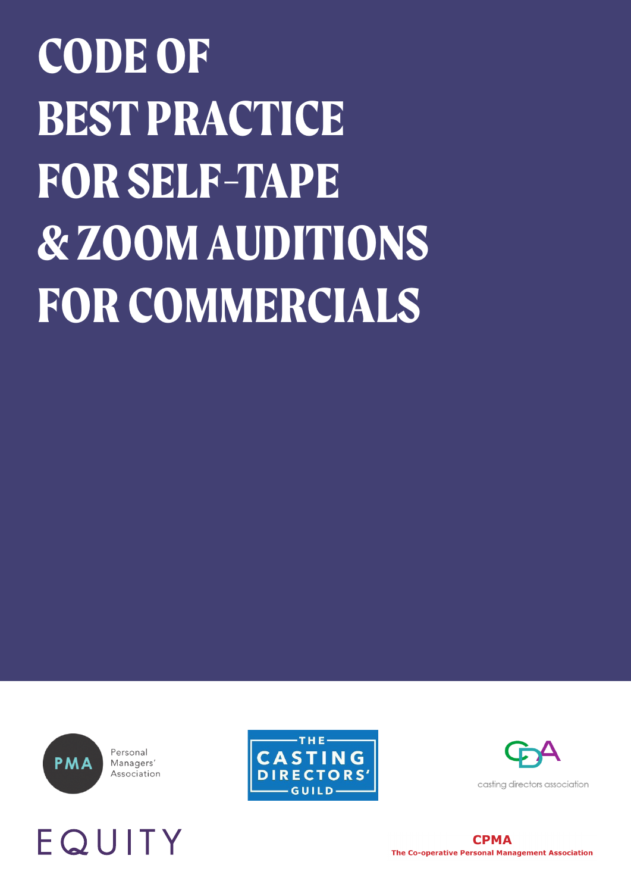# CODE OF BEST PRACTICE FOR SELF-TAPE & ZOOM AUDITIONS FOR COMMERCIALS

PMA Personal Managers' Association

THE CASTING DIRECTORS' GUILD

CDA casting directors association

EQUITY

CPMA
The Co-operative Personal Management Association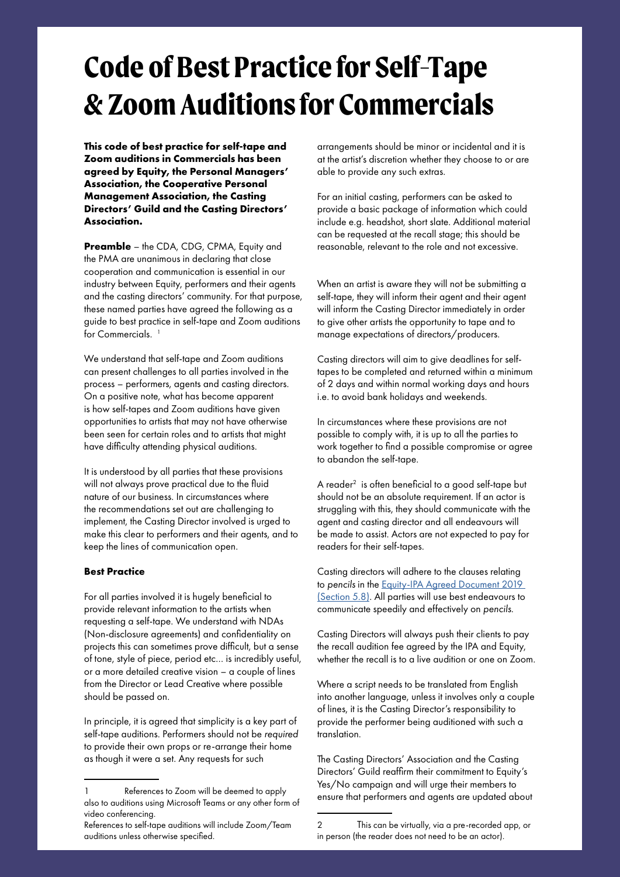# Code of Best Practice for Self-Tape & Zoom Auditions for Commercials

**This code of best practice for self-tape and Zoom auditions in Commercials has been agreed by Equity, the Personal Managers' Association, the Cooperative Personal Management Association, the Casting Directors' Guild and the Casting Directors' Association.**

**Preamble** – the CDA, CDG, CPMA, Equity and the PMA are unanimous in declaring that close cooperation and communication is essential in our industry between Equity, performers and their agents and the casting directors' community. For that purpose, these named parties have agreed the following as a guide to best practice in self-tape and Zoom auditions for Commercials. [1]

We understand that self-tape and Zoom auditions can present challenges to all parties involved in the process – performers, agents and casting directors. On a positive note, what has become apparent is how self-tapes and Zoom auditions have given opportunities to artists that may not have otherwise been seen for certain roles and to artists that might have difficulty attending physical auditions.

It is understood by all parties that these provisions will not always prove practical due to the fluid nature of our business. In circumstances where the recommendations set out are challenging to implement, the Casting Director involved is urged to make this clear to performers and their agents, and to keep the lines of communication open.

### Best Practice

For all parties involved it is hugely beneficial to provide relevant information to the artists when requesting a self-tape. We understand with NDAs (Non-disclosure agreements) and confidentiality on projects this can sometimes prove difficult, but a sense of tone, style of piece, period etc... is incredibly useful, or a more detailed creative vision – a couple of lines from the Director or Lead Creative where possible should be passed on.

In principle, it is agreed that simplicity is a key part of self-tape auditions. Performers should not be *required* to provide their own props or re-arrange their home as though it were a set. Any requests for such arrangements should be minor or incidental and it is at the artist's discretion whether they choose to or are able to provide any such extras.

For an initial casting, performers can be asked to provide a basic package of information which could include e.g. headshot, short slate. Additional material can be requested at the recall stage; this should be reasonable, relevant to the role and not excessive.

When an artist is aware they will not be submitting a self-tape, they will inform their agent and their agent will inform the Casting Director immediately in order to give other artists the opportunity to tape and to manage expectations of directors/producers.

Casting directors will aim to give deadlines for self-tapes to be completed and returned within a minimum of 2 days and within normal working days and hours i.e. to avoid bank holidays and weekends.

In circumstances where these provisions are not possible to comply with, it is up to all the parties to work together to find a possible compromise or agree to abandon the self-tape.

A reader[2] is often beneficial to a good self-tape but should not be an absolute requirement. If an actor is struggling with this, they should communicate with the agent and casting director and all endeavours will be made to assist. Actors are not expected to pay for readers for their self-tapes.

Casting directors will adhere to the clauses relating to *pencils* in the [Equity-IPA Agreed Document 2019 (Section 5.8)](). All parties will use best endeavours to communicate speedily and effectively on *pencils*.

Casting Directors will always push their clients to pay the recall audition fee agreed by the IPA and Equity, whether the recall is to a live audition or one on Zoom.

Where a script needs to be translated from English into another language, unless it involves only a couple of lines, it is the Casting Director's responsibility to provide the performer being auditioned with such a translation.

The Casting Directors' Association and the Casting Directors' Guild reaffirm their commitment to Equity's Yes/No campaign and will urge their members to ensure that performers and agents are updated about

---

1 References to Zoom will be deemed to apply also to auditions using Microsoft Teams or any other form of video conferencing.
References to self-tape auditions will include Zoom/Team auditions unless otherwise specified.

2 This can be virtually, via a pre-recorded app, or in person (the reader does not need to be an actor).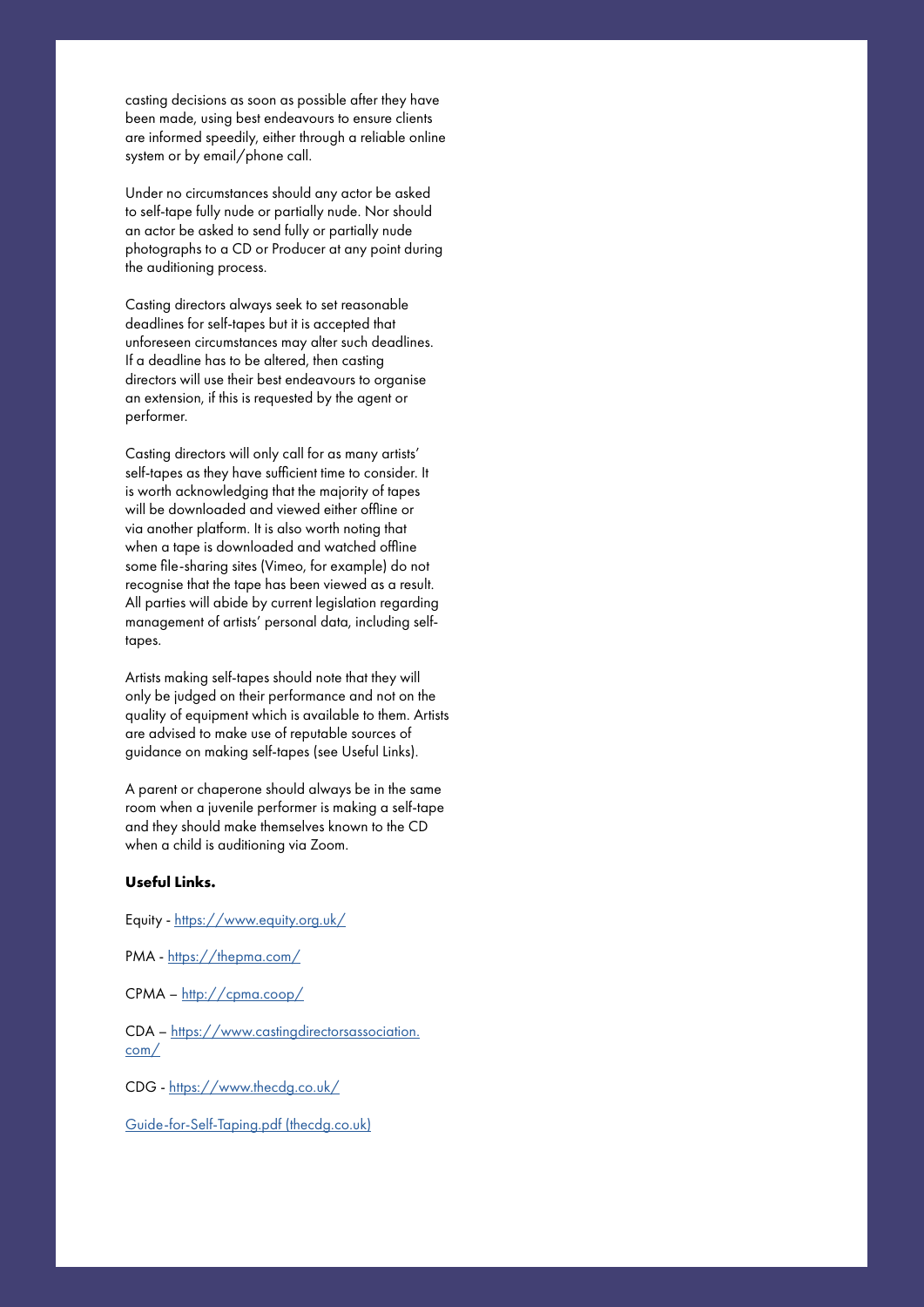casting decisions as soon as possible after they have been made, using best endeavours to ensure clients are informed speedily, either through a reliable online system or by email/phone call.

Under no circumstances should any actor be asked to self-tape fully nude or partially nude. Nor should an actor be asked to send fully or partially nude photographs to a CD or Producer at any point during the auditioning process.

Casting directors always seek to set reasonable deadlines for self-tapes but it is accepted that unforeseen circumstances may alter such deadlines. If a deadline has to be altered, then casting directors will use their best endeavours to organise an extension, if this is requested by the agent or performer.

Casting directors will only call for as many artists' self-tapes as they have sufficient time to consider. It is worth acknowledging that the majority of tapes will be downloaded and viewed either offline or via another platform. It is also worth noting that when a tape is downloaded and watched offline some file-sharing sites (Vimeo, for example) do not recognise that the tape has been viewed as a result. All parties will abide by current legislation regarding management of artists' personal data, including self-tapes.

Artists making self-tapes should note that they will only be judged on their performance and not on the quality of equipment which is available to them. Artists are advised to make use of reputable sources of guidance on making self-tapes (see Useful Links).

A parent or chaperone should always be in the same room when a juvenile performer is making a self-tape and they should make themselves known to the CD when a child is auditioning via Zoom.

**Useful Links.**

Equity - [https://www.equity.org.uk/](https://www.equity.org.uk/)

PMA - [https://thepma.com/](https://thepma.com/)

CPMA – [http://cpma.coop/](http://cpma.coop/)

CDA – [https://www.castingdirectorsassociation.com/](https://www.castingdirectorsassociation.com/)

CDG - [https://www.thecdg.co.uk/](https://www.thecdg.co.uk/)

Guide-for-Self-Taping.pdf (thecdg.co.uk)